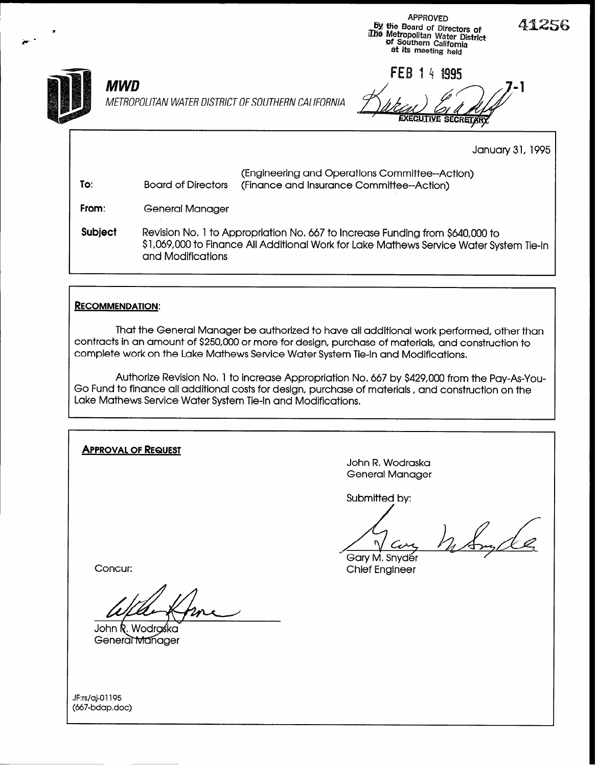APPROVED
By the Board of Directors of
The Metropolitan Water District
of Southern California
at its meeting held

FEB 14 1995

EXECUTIVE SECRETARY

41256

7-1

**MWD**

*METROPOLITAN WATER DISTRICT OF SOUTHERN CALIFORNIA*

January 31, 1995

**To:** Board of Directors (Engineering and Operations Committee--Action) (Finance and Insurance Committee--Action)

**From:** General Manager

**Subject** Revision No. 1 to Appropriation No. 667 to Increase Funding from $640,000 to $1,069,000 to Finance All Additional Work for Lake Mathews Service Water System Tie-In and Modifications

**RECOMMENDATION:**

That the General Manager be authorized to have all additional work performed, other than contracts in an amount of $250,000 or more for design, purchase of materials, and construction to complete work on the Lake Mathews Service Water System Tie-In and Modifications.

Authorize Revision No. 1 to increase Appropriation No. 667 by $429,000 from the Pay-As-You-Go Fund to finance all additional costs for design, purchase of materials , and construction on the Lake Mathews Service Water System Tie-In and Modifications.

**APPROVAL OF REQUEST**

John R. Wodraska
General Manager

Submitted by:

Gary M. Snyder
Chief Engineer

Concur:

John R. Wodraska
General Manager

JF:rs/aj-01195
(667-bdap.doc)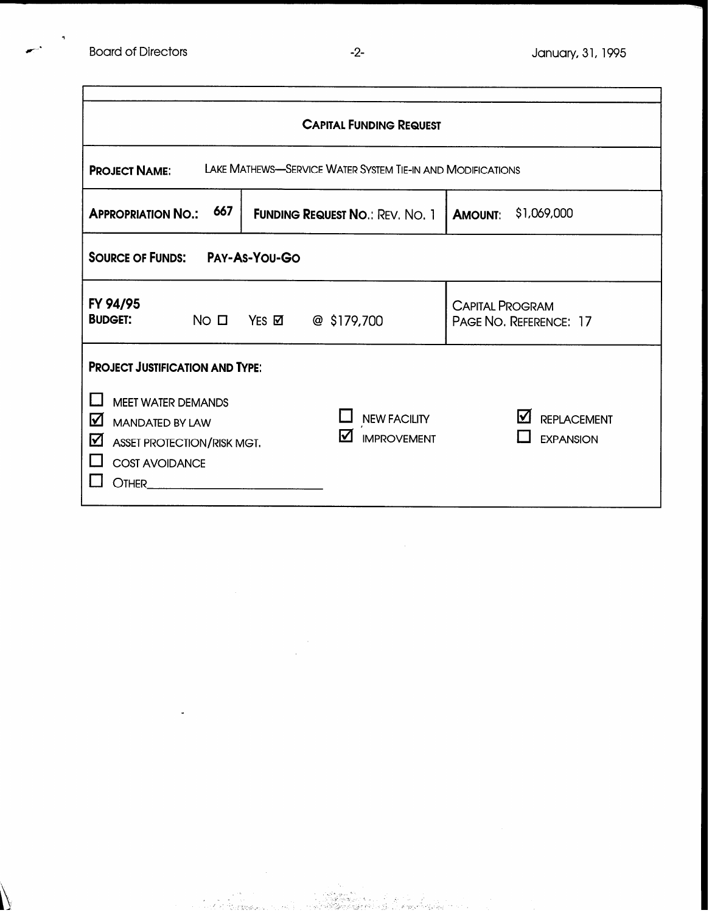## CAPITAL FUNDING REQUEST

**PROJECT NAME:** LAKE MATHEWS—SERVICE WATER SYSTEM TIE-IN AND MODIFICATIONS

| **APPROPRIATION NO.:** 667 | **FUNDING REQUEST NO.:** REV. NO. 1 | **AMOUNT:** $1,069,000 |
|---|---|---|

**SOURCE OF FUNDS:** **PAY-AS-YOU-GO**

| **FY 94/95 BUDGET:** NO ☐ YES ☑ @ $179,700 | CAPITAL PROGRAM PAGE NO. REFERENCE: 17 |
|---|---|

**PROJECT JUSTIFICATION AND TYPE:**

- ☐ MEET WATER DEMANDS
- ☑ MANDATED BY LAW
- ☑ ASSET PROTECTION/RISK MGT.
- ☐ COST AVOIDANCE
- ☐ OTHER________________

- ☐ NEW FACILITY
- ☑ IMPROVEMENT

- ☑ REPLACEMENT
- ☐ EXPANSION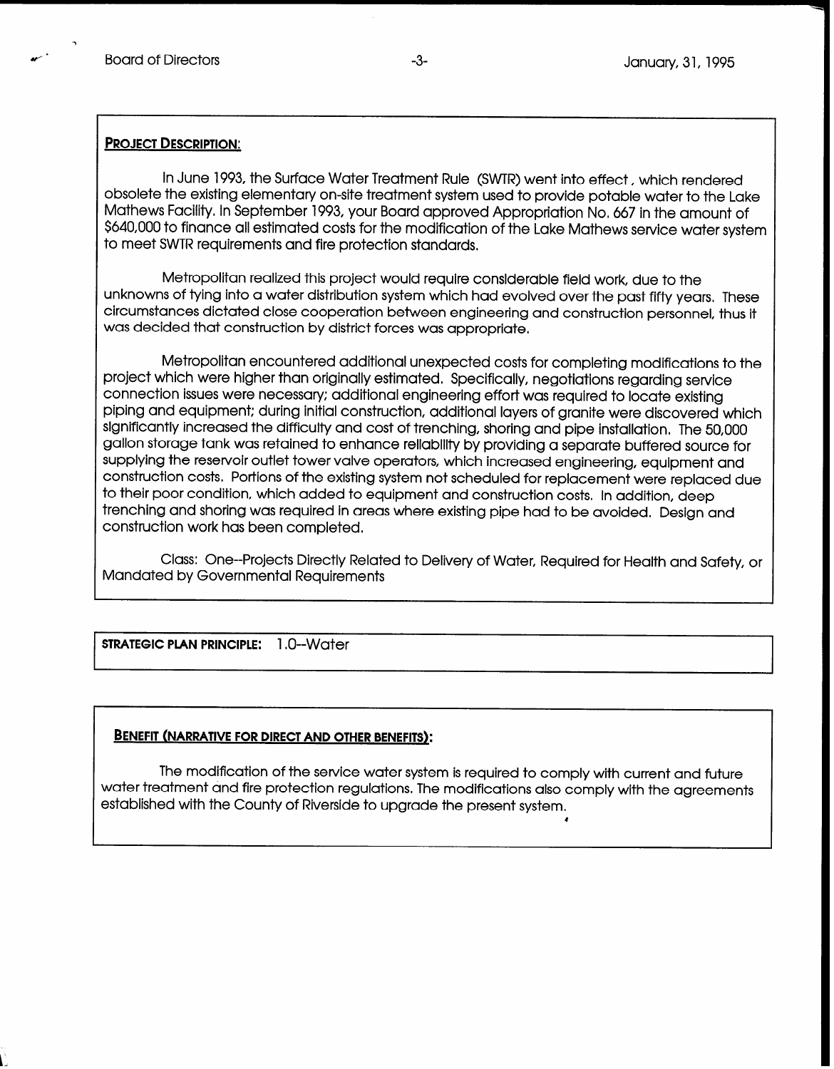**PROJECT DESCRIPTION:**

In June 1993, the Surface Water Treatment Rule (SWTR) went into effect, which rendered obsolete the existing elementary on-site treatment system used to provide potable water to the Lake Mathews Facility. In September 1993, your Board approved Appropriation No. 667 in the amount of $640,000 to finance all estimated costs for the modification of the Lake Mathews service water system to meet SWTR requirements and fire protection standards.

Metropolitan realized this project would require considerable field work, due to the unknowns of tying into a water distribution system which had evolved over the past fifty years. These circumstances dictated close cooperation between engineering and construction personnel, thus it was decided that construction by district forces was appropriate.

Metropolitan encountered additional unexpected costs for completing modifications to the project which were higher than originally estimated. Specifically, negotiations regarding service connection issues were necessary; additional engineering effort was required to locate existing piping and equipment; during initial construction, additional layers of granite were discovered which significantly increased the difficulty and cost of trenching, shoring and pipe installation. The 50,000 gallon storage tank was retained to enhance reliability by providing a separate buffered source for supplying the reservoir outlet tower valve operators, which increased engineering, equipment and construction costs. Portions of the existing system not scheduled for replacement were replaced due to their poor condition, which added to equipment and construction costs. In addition, deep trenching and shoring was required in areas where existing pipe had to be avoided. Design and construction work has been completed.

Class: One--Projects Directly Related to Delivery of Water, Required for Health and Safety, or Mandated by Governmental Requirements

**STRATEGIC PLAN PRINCIPLE:** 1.0--Water

**BENEFIT (NARRATIVE FOR DIRECT AND OTHER BENEFITS):**

The modification of the service water system is required to comply with current and future water treatment and fire protection regulations. The modifications also comply with the agreements established with the County of Riverside to upgrade the present system.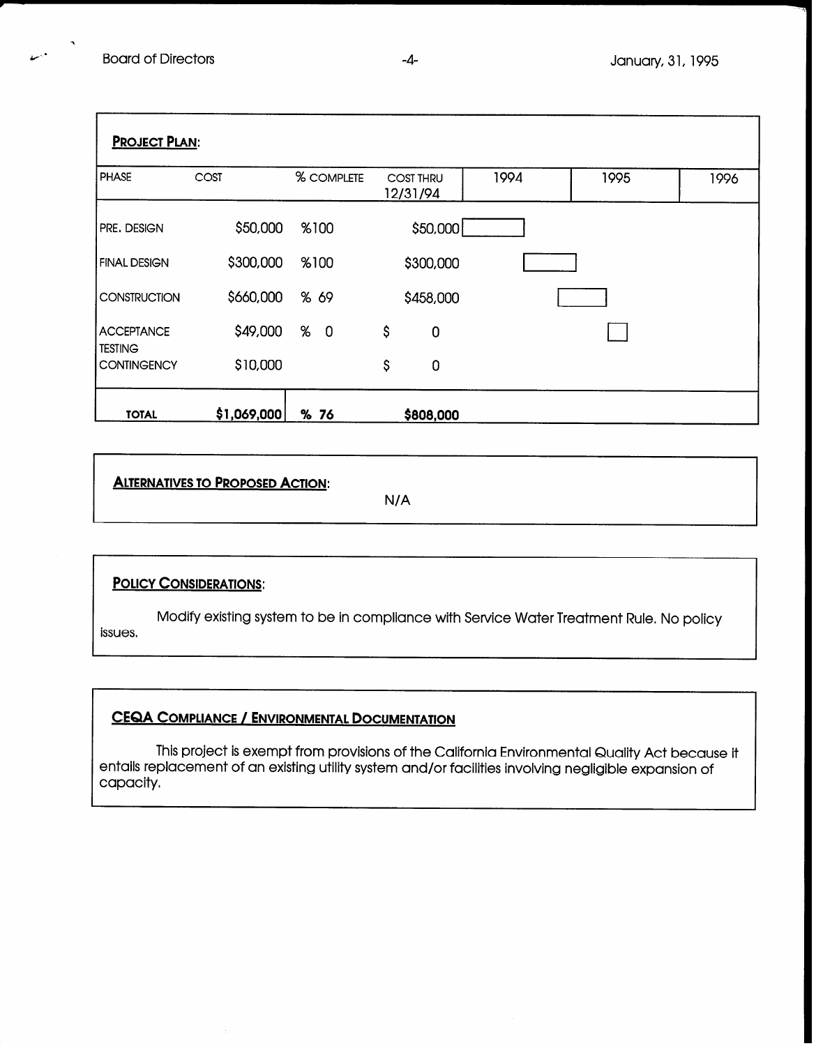## PROJECT PLAN:

| PHASE | COST | % COMPLETE | COST THRU 12/31/94 | 1994 | 1995 | 1996 |
|---|---|---|---|---|---|---|
| PRE. DESIGN | $50,000 | %100 | $50,000 | | | |
| FINAL DESIGN | $300,000 | %100 | $300,000 | | | |
| CONSTRUCTION | $660,000 | % 69 | $458,000 | | | |
| ACCEPTANCE TESTING | $49,000 | % 0 | $ 0 | | | |
| CONTINGENCY | $10,000 | | $ 0 | | | |
| **TOTAL** | **$1,069,000** | **% 76** | **$808,000** | | | |

## ALTERNATIVES TO PROPOSED ACTION:

N/A

## POLICY CONSIDERATIONS:

Modify existing system to be in compliance with Service Water Treatment Rule. No policy issues.

## CEQA COMPLIANCE / ENVIRONMENTAL DOCUMENTATION

This project is exempt from provisions of the California Environmental Quality Act because it entails replacement of an existing utility system and/or facilities involving negligible expansion of capacity.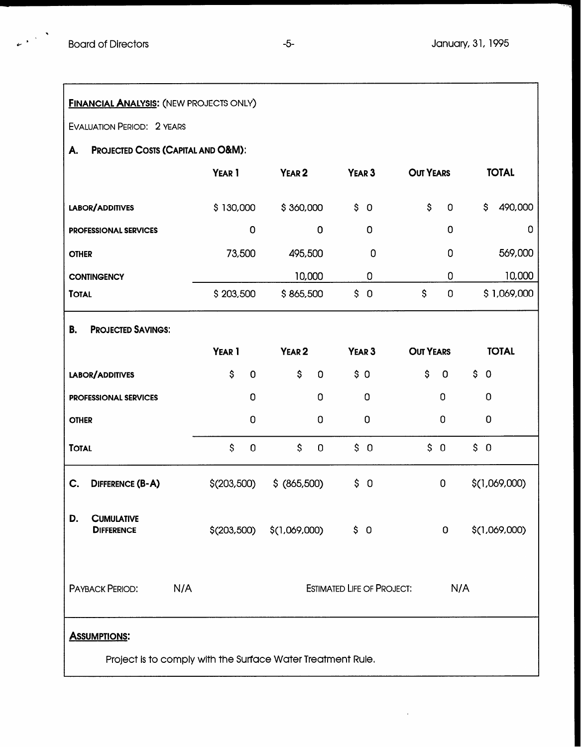**FINANCIAL ANALYSIS:** (NEW PROJECTS ONLY)

EVALUATION PERIOD: 2 YEARS

### A. PROJECTED COSTS (CAPITAL AND O&M):

| | YEAR 1 | YEAR 2 | YEAR 3 | OUT YEARS | TOTAL |
|---|---|---|---|---|---|
| LABOR/ADDITIVES | $ 130,000 | $ 360,000 | $ 0 | $ 0 | $ 490,000 |
| PROFESSIONAL SERVICES | 0 | 0 | 0 | 0 | 0 |
| OTHER | 73,500 | 495,500 | 0 | 0 | 569,000 |
| CONTINGENCY | | 10,000 | 0 | 0 | 10,000 |
| TOTAL | $ 203,500 | $ 865,500 | $ 0 | $ 0 | $ 1,069,000 |

### B. PROJECTED SAVINGS:

| | YEAR 1 | YEAR 2 | YEAR 3 | OUT YEARS | TOTAL |
|---|---|---|---|---|---|
| LABOR/ADDITIVES | $ 0 | $ 0 | $ 0 | $ 0 | $ 0 |
| PROFESSIONAL SERVICES | 0 | 0 | 0 | 0 | 0 |
| OTHER | 0 | 0 | 0 | 0 | 0 |
| TOTAL | $ 0 | $ 0 | $ 0 | $ 0 | $ 0 |

| | YEAR 1 | YEAR 2 | YEAR 3 | OUT YEARS | TOTAL |
|---|---|---|---|---|---|
| C. DIFFERENCE (B-A) | $(203,500) | $ (865,500) | $ 0 | 0 | $(1,069,000) |
| D. CUMULATIVE DIFFERENCE | $(203,500) | $(1,069,000) | $ 0 | 0 | $(1,069,000) |

PAYBACK PERIOD: N/A

ESTIMATED LIFE OF PROJECT: N/A

**ASSUMPTIONS:**

Project is to comply with the Surface Water Treatment Rule.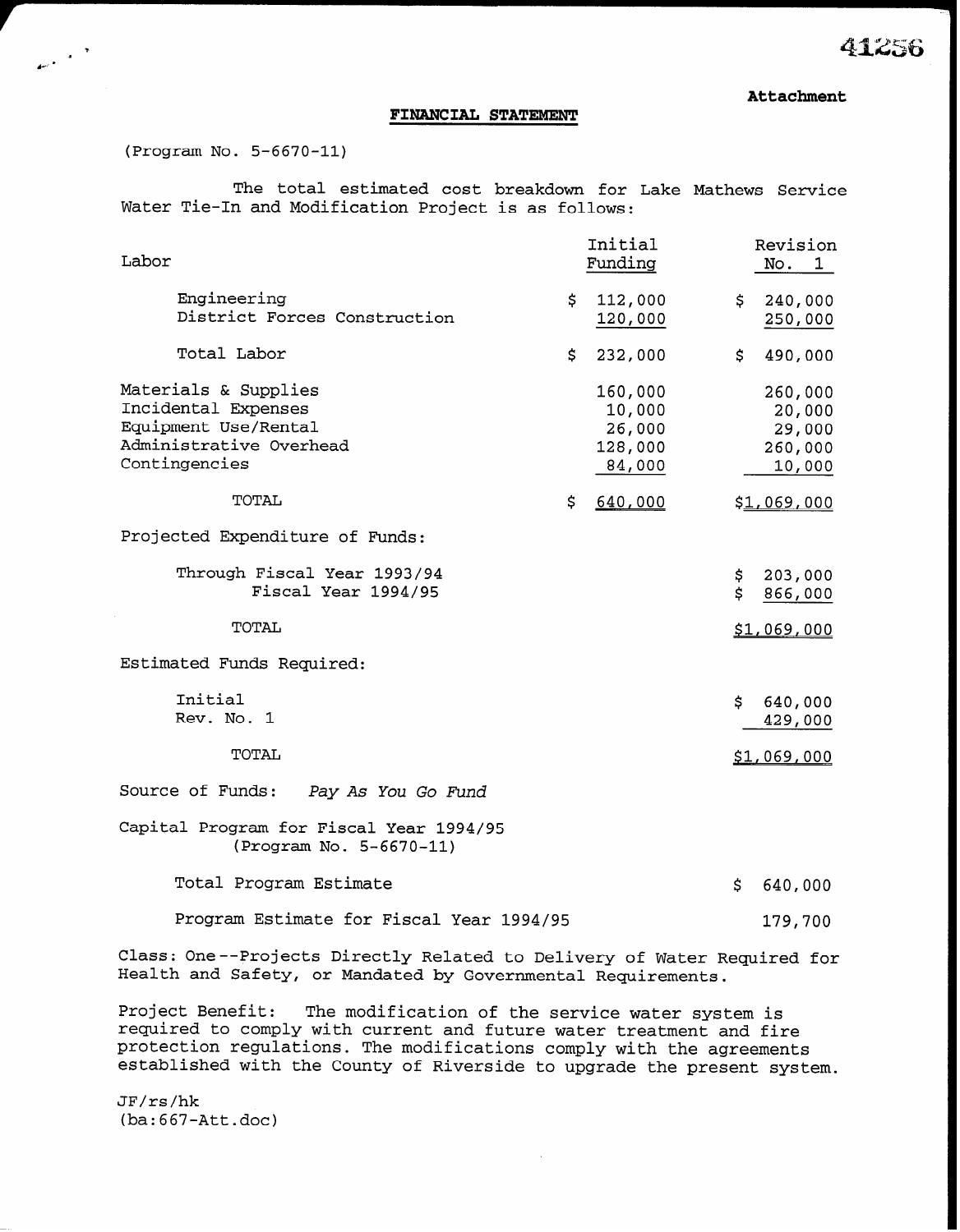41256

**Attachment**

**FINANCIAL STATEMENT**

(Program No. 5-6670-11)

The total estimated cost breakdown for Lake Mathews Service Water Tie-In and Modification Project is as follows:

| Labor | Initial Funding | Revision No. 1 |
|---|---|---|
| Engineering | $ 112,000 | $ 240,000 |
| District Forces Construction | 120,000 | 250,000 |
| Total Labor | $ 232,000 | $ 490,000 |
| Materials & Supplies | 160,000 | 260,000 |
| Incidental Expenses | 10,000 | 20,000 |
| Equipment Use/Rental | 26,000 | 29,000 |
| Administrative Overhead | 128,000 | 260,000 |
| Contingencies | 84,000 | 10,000 |
| TOTAL | $ 640,000 | $1,069,000 |

Projected Expenditure of Funds:

| | |
|---|---|
| Through Fiscal Year 1993/94 | $ 203,000 |
| Fiscal Year 1994/95 | $ 866,000 |
| TOTAL | $1,069,000 |

Estimated Funds Required:

| | |
|---|---|
| Initial | $ 640,000 |
| Rev. No. 1 | 429,000 |
| TOTAL | $1,069,000 |

Source of Funds: *Pay As You Go Fund*

Capital Program for Fiscal Year 1994/95
(Program No. 5-6670-11)

| | |
|---|---|
| Total Program Estimate | $ 640,000 |
| Program Estimate for Fiscal Year 1994/95 | 179,700 |

Class: One--Projects Directly Related to Delivery of Water Required for Health and Safety, or Mandated by Governmental Requirements.

Project Benefit: The modification of the service water system is required to comply with current and future water treatment and fire protection regulations. The modifications comply with the agreements established with the County of Riverside to upgrade the present system.

JF/rs/hk
(ba:667-Att.doc)